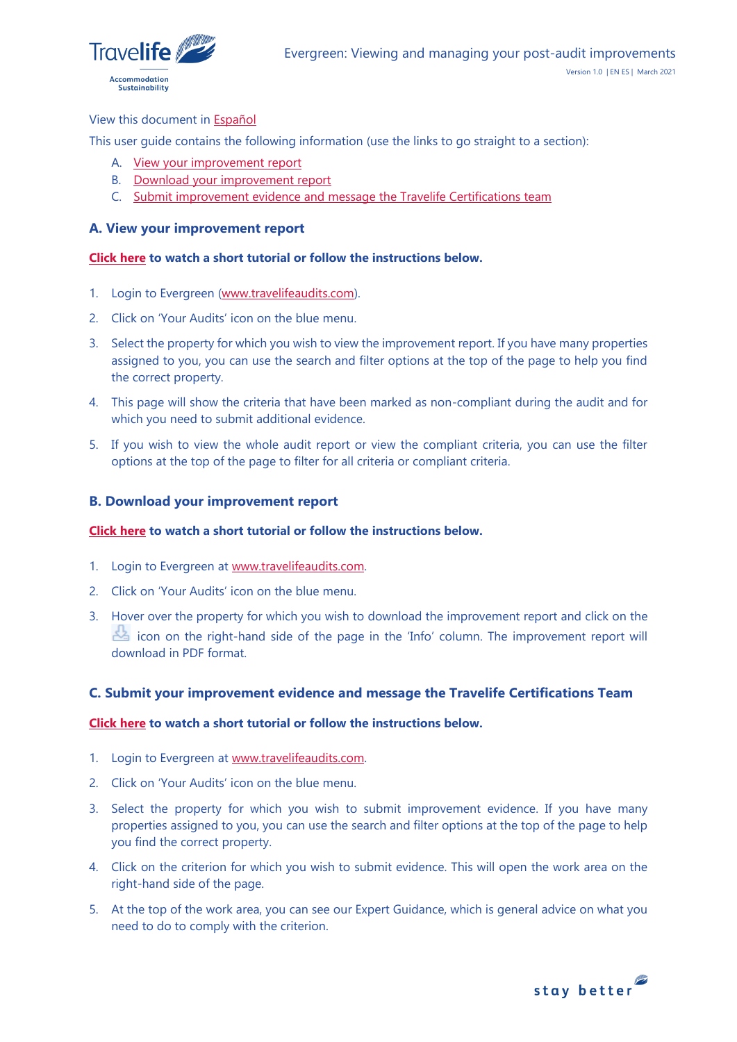View this document in Español

This user guide contains the following information (use the links to go straight to a section):

A. View your improvement report
B. Download your improvement report
C. Submit improvement evidence and message the Travelife Certifications team

## A. View your improvement report

**Click here to watch a short tutorial or follow the instructions below.**

1. Login to Evergreen (www.travelifeaudits.com).
2. Click on 'Your Audits' icon on the blue menu.
3. Select the property for which you wish to view the improvement report. If you have many properties assigned to you, you can use the search and filter options at the top of the page to help you find the correct property.
4. This page will show the criteria that have been marked as non-compliant during the audit and for which you need to submit additional evidence.
5. If you wish to view the whole audit report or view the compliant criteria, you can use the filter options at the top of the page to filter for all criteria or compliant criteria.

## B. Download your improvement report

**Click here to watch a short tutorial or follow the instructions below.**

1. Login to Evergreen at www.travelifeaudits.com.
2. Click on 'Your Audits' icon on the blue menu.
3. Hover over the property for which you wish to download the improvement report and click on the icon on the right-hand side of the page in the 'Info' column. The improvement report will download in PDF format.

## C. Submit your improvement evidence and message the Travelife Certifications Team

**Click here to watch a short tutorial or follow the instructions below.**

1. Login to Evergreen at www.travelifeaudits.com.
2. Click on 'Your Audits' icon on the blue menu.
3. Select the property for which you wish to submit improvement evidence. If you have many properties assigned to you, you can use the search and filter options at the top of the page to help you find the correct property.
4. Click on the criterion for which you wish to submit evidence. This will open the work area on the right-hand side of the page.
5. At the top of the work area, you can see our Expert Guidance, which is general advice on what you need to do to comply with the criterion.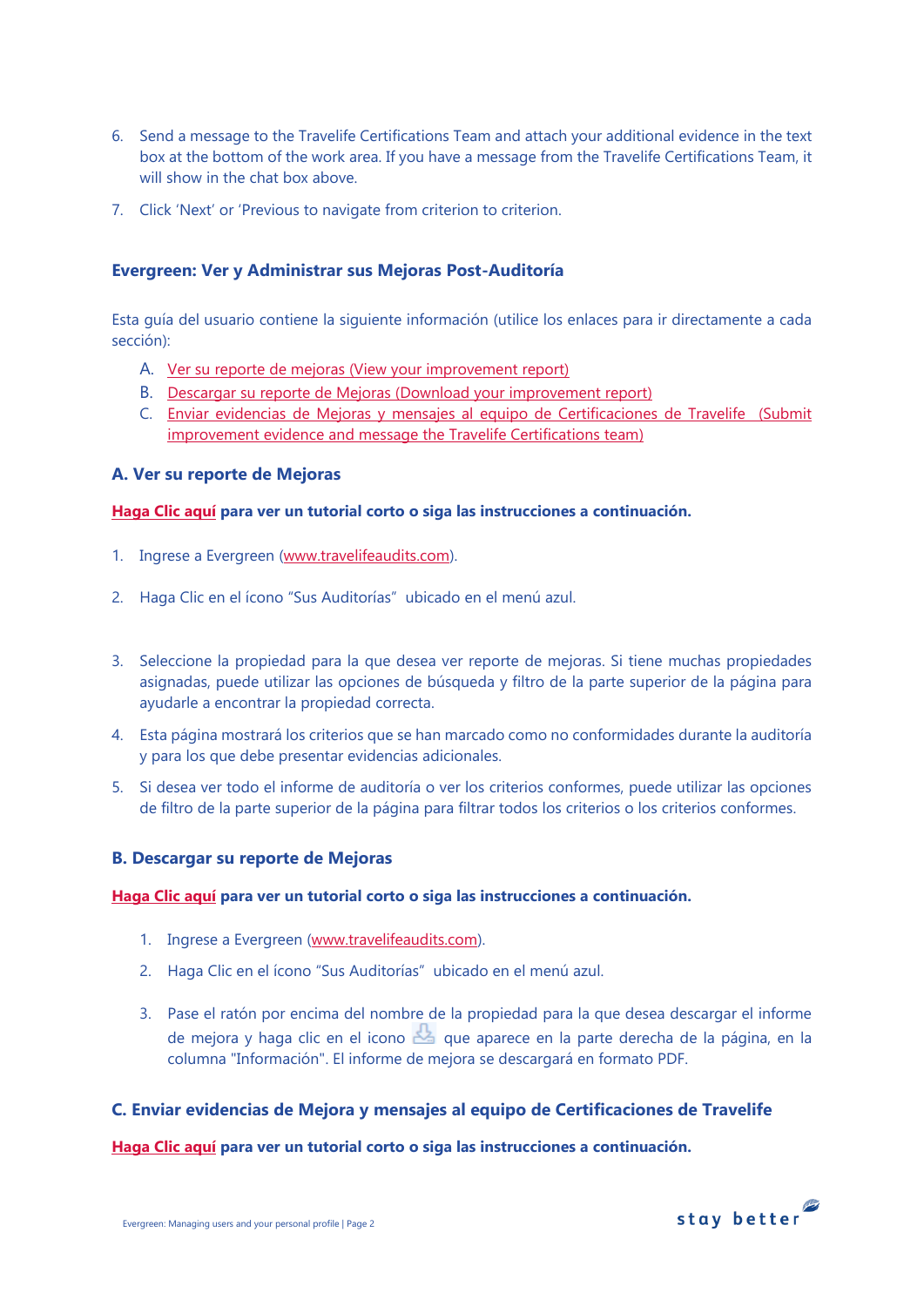6. Send a message to the Travelife Certifications Team and attach your additional evidence in the text box at the bottom of the work area. If you have a message from the Travelife Certifications Team, it will show in the chat box above.

7. Click 'Next' or 'Previous to navigate from criterion to criterion.

### Evergreen: Ver y Administrar sus Mejoras Post-Auditoría

Esta guía del usuario contiene la siguiente información (utilice los enlaces para ir directamente a cada sección):

A. Ver su reporte de mejoras (View your improvement report)
B. Descargar su reporte de Mejoras (Download your improvement report)
C. Enviar evidencias de Mejoras y mensajes al equipo de Certificaciones de Travelife (Submit improvement evidence and message the Travelife Certifications team)

### A. Ver su reporte de Mejoras

**Haga Clic aquí para ver un tutorial corto o siga las instrucciones a continuación.**

1. Ingrese a Evergreen (www.travelifeaudits.com).

2. Haga Clic en el ícono "Sus Auditorías" ubicado en el menú azul.

3. Seleccione la propiedad para la que desea ver reporte de mejoras. Si tiene muchas propiedades asignadas, puede utilizar las opciones de búsqueda y filtro de la parte superior de la página para ayudarle a encontrar la propiedad correcta.

4. Esta página mostrará los criterios que se han marcado como no conformidades durante la auditoría y para los que debe presentar evidencias adicionales.

5. Si desea ver todo el informe de auditoría o ver los criterios conformes, puede utilizar las opciones de filtro de la parte superior de la página para filtrar todos los criterios o los criterios conformes.

### B. Descargar su reporte de Mejoras

**Haga Clic aquí para ver un tutorial corto o siga las instrucciones a continuación.**

1. Ingrese a Evergreen (www.travelifeaudits.com).
2. Haga Clic en el ícono "Sus Auditorías" ubicado en el menú azul.
3. Pase el ratón por encima del nombre de la propiedad para la que desea descargar el informe de mejora y haga clic en el icono que aparece en la parte derecha de la página, en la columna "Información". El informe de mejora se descargará en formato PDF.

### C. Enviar evidencias de Mejora y mensajes al equipo de Certificaciones de Travelife

**Haga Clic aquí para ver un tutorial corto o siga las instrucciones a continuación.**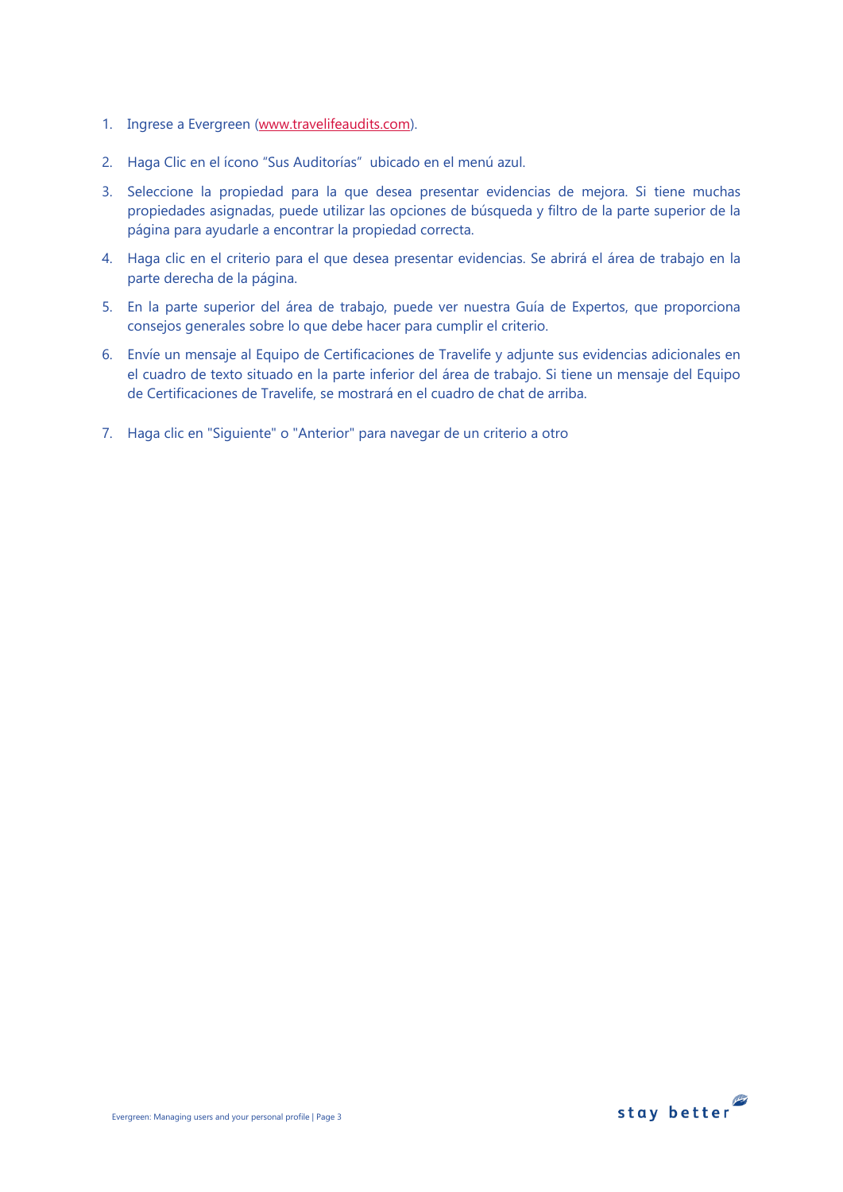1. Ingrese a Evergreen (www.travelifeaudits.com).
2. Haga Clic en el ícono “Sus Auditorías” ubicado en el menú azul.
3. Seleccione la propiedad para la que desea presentar evidencias de mejora. Si tiene muchas propiedades asignadas, puede utilizar las opciones de búsqueda y filtro de la parte superior de la página para ayudarle a encontrar la propiedad correcta.
4. Haga clic en el criterio para el que desea presentar evidencias. Se abrirá el área de trabajo en la parte derecha de la página.
5. En la parte superior del área de trabajo, puede ver nuestra Guía de Expertos, que proporciona consejos generales sobre lo que debe hacer para cumplir el criterio.
6. Envíe un mensaje al Equipo de Certificaciones de Travelife y adjunte sus evidencias adicionales en el cuadro de texto situado en la parte inferior del área de trabajo. Si tiene un mensaje del Equipo de Certificaciones de Travelife, se mostrará en el cuadro de chat de arriba.
7. Haga clic en "Siguiente" o "Anterior" para navegar de un criterio a otro